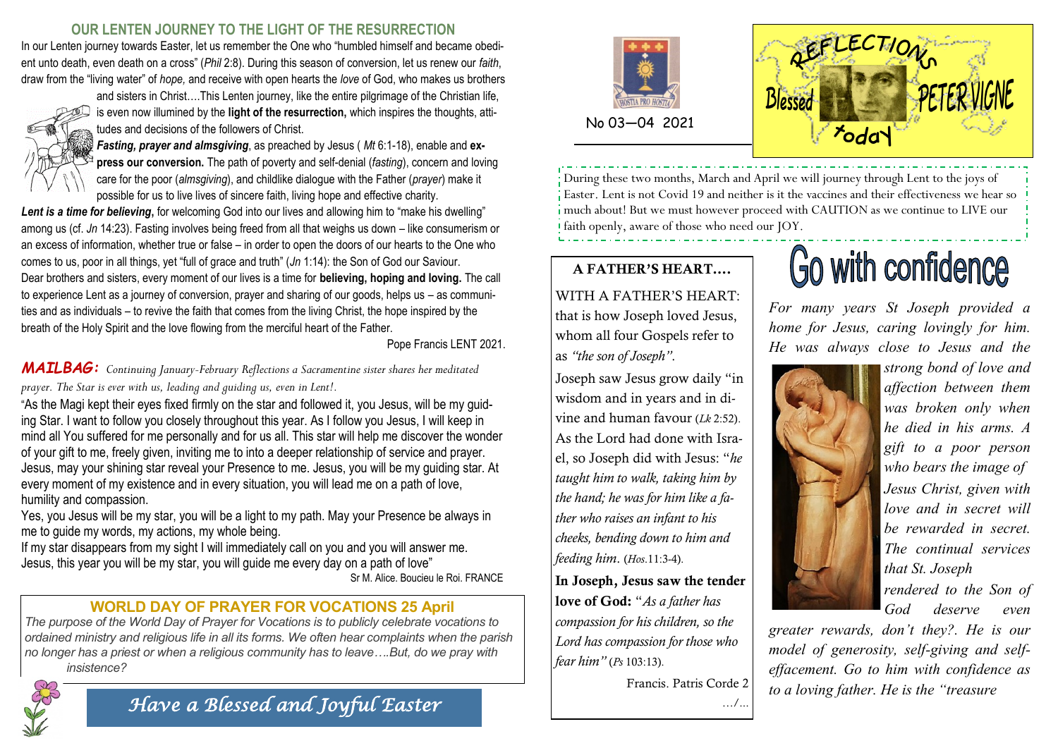## OUR LENTEN JOURNEY TO THE LIGHT OF THE RESURRECTION

In our Lenten journey towards Easter, let us remember the One who "humbled himself and became obedient unto death, even death on a cross" (*Phil* 2:8). During this season of conversion, let us renew our *faith*, draw from the "living water" of *hope,* and receive with open hearts the *love* of God, who makes us brothers and sisters in Christ….This Lenten journey, like the entire pilgrimage of the Christian life, is even now illumined by the **light of the resurrection,** which inspires the thoughts, attitudes and decisions of the followers of Christ.

***Fasting, prayer and almsgiving***, as preached by Jesus ( *Mt* 6:1-18), enable and **express our conversion.** The path of poverty and self-denial (*fasting*), concern and loving care for the poor (*almsgiving*), and childlike dialogue with the Father (*prayer*) make it possible for us to live lives of sincere faith, living hope and effective charity.

***Lent is a time for believing***, for welcoming God into our lives and allowing him to "make his dwelling" among us (cf. *Jn* 14:23). Fasting involves being freed from all that weighs us down – like consumerism or an excess of information, whether true or false – in order to open the doors of our hearts to the One who comes to us, poor in all things, yet "full of grace and truth" (*Jn* 1:14): the Son of God our Saviour.

Dear brothers and sisters, every moment of our lives is a time for **believing, hoping and loving.** The call to experience Lent as a journey of conversion, prayer and sharing of our goods, helps us – as communities and as individuals – to revive the faith that comes from the living Christ, the hope inspired by the breath of the Holy Spirit and the love flowing from the merciful heart of the Father.

Pope Francis LENT 2021.

***MAILBAG:*** *Continuing January-February Reflections a Sacramentine sister shares her meditated prayer. The Star is ever with us, leading and guiding us, even in Lent!.*

"As the Magi kept their eyes fixed firmly on the star and followed it, you Jesus, will be my guiding Star. I want to follow you closely throughout this year. As I follow you Jesus, I will keep in mind all You suffered for me personally and for us all. This star will help me discover the wonder of your gift to me, freely given, inviting me to into a deeper relationship of service and prayer. Jesus, may your shining star reveal your Presence to me. Jesus, you will be my guiding star. At every moment of my existence and in every situation, you will lead me on a path of love, humility and compassion.

Yes, you Jesus will be my star, you will be a light to my path. May your Presence be always in me to guide my words, my actions, my whole being.

If my star disappears from my sight I will immediately call on you and you will answer me. Jesus, this year you will be my star, you will guide me every day on a path of love"

Sr M. Alice. Boucieu le Roi. FRANCE

### WORLD DAY OF PRAYER FOR VOCATIONS 25 April

*The purpose of the World Day of Prayer for Vocations is to publicly celebrate vocations to ordained ministry and religious life in all its forms. We often hear complaints when the parish no longer has a priest or when a religious community has to leave….But, do we pray with insistence?*

*Have a Blessed and Joyful Easter*

No 03—04 2021

# REFLECTIONS Blessed PETER VIGNE today

During these two months, March and April we will journey through Lent to the joys of Easter. Lent is not Covid 19 and neither is it the vaccines and their effectiveness we hear so much about! But we must however proceed with CAUTION as we continue to LIVE our faith openly, aware of those who need our JOY.

### A FATHER'S HEART….

WITH A FATHER'S HEART: that is how Joseph loved Jesus, whom all four Gospels refer to as *"the son of Joseph"*.

Joseph saw Jesus grow daily "in wisdom and in years and in divine and human favour (*Lk* 2:52). As the Lord had done with Israel, so Joseph did with Jesus: "*he taught him to walk, taking him by the hand; he was for him like a father who raises an infant to his cheeks, bending down to him and feeding him*. (*Hos.*11:3-4).

**In Joseph, Jesus saw the tender love of God:** "*As a father has compassion for his children, so the Lord has compassion for those who fear him"* (*Ps* 103:13).

Francis. Patris Corde 2

…/…

# Go with confidence

*For many years St Joseph provided a home for Jesus, caring lovingly for him. He was always close to Jesus and the strong bond of love and affection between them was broken only when he died in his arms. A gift to a poor person who bears the image of Jesus Christ, given with love and in secret will be rewarded in secret. The continual services that St. Joseph rendered to the Son of God deserve even greater rewards, don't they?. He is our model of generosity, self-giving and self-effacement. Go to him with confidence as to a loving father. He is the "treasure*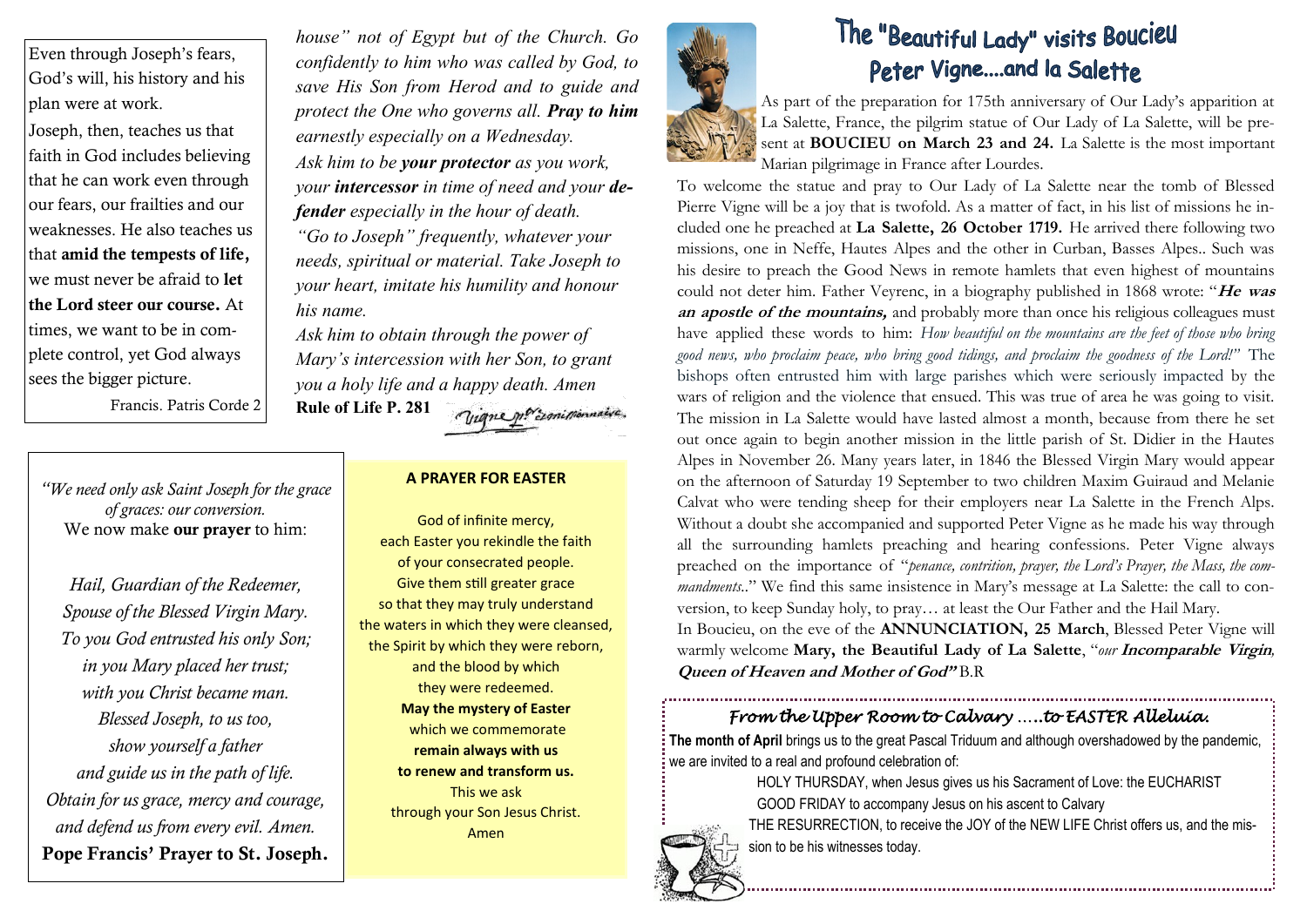Even through Joseph's fears, God's will, his history and his plan were at work.

Joseph, then, teaches us that faith in God includes believing that he can work even through our fears, our frailties and our weaknesses. He also teaches us that **amid the tempests of life,** we must never be afraid to **let the Lord steer our course.** At times, we want to be in complete control, yet God always sees the bigger picture.

Francis. Patris Corde 2

*house" not of Egypt but of the Church. Go confidently to him who was called by God, to save His Son from Herod and to guide and protect the One who governs all.* ***Pray to him*** *earnestly especially on a Wednesday.*

*Ask him to be* ***your protector*** *as you work, your* ***intercessor*** *in time of need and your* ***defender*** *especially in the hour of death.*

*"Go to Joseph" frequently, whatever your needs, spiritual or material. Take Joseph to your heart, imitate his humility and honour his name.*

*Ask him to obtain through the power of Mary's intercession with her Son, to grant you a holy life and a happy death. Amen*

**Rule of Life P. 281**

*"We need only ask Saint Joseph for the grace of graces: our conversion.*

We now make **our prayer** to him:

*Hail, Guardian of the Redeemer,*
*Spouse of the Blessed Virgin Mary.*
*To you God entrusted his only Son;*
*in you Mary placed her trust;*
*with you Christ became man.*
*Blessed Joseph, to us too,*
*show yourself a father*
*and guide us in the path of life.*
*Obtain for us grace, mercy and courage,*
*and defend us from every evil. Amen.*

**Pope Francis' Prayer to St. Joseph.**

### A PRAYER FOR EASTER

God of infinite mercy,
each Easter you rekindle the faith
of your consecrated people.
Give them still greater grace
so that they may truly understand
the waters in which they were cleansed,
the Spirit by which they were reborn,
and the blood by which
they were redeemed.
**May the mystery of Easter**
which we commemorate
**remain always with us**
**to renew and transform us.**
This we ask
through your Son Jesus Christ.
Amen

# The "Beautiful Lady" visits Boucieu Peter Vigne....and la Salette

As part of the preparation for 175th anniversary of Our Lady's apparition at La Salette, France, the pilgrim statue of Our Lady of La Salette, will be present at **BOUCIEU on March 23 and 24.** La Salette is the most important Marian pilgrimage in France after Lourdes.

To welcome the statue and pray to Our Lady of La Salette near the tomb of Blessed Pierre Vigne will be a joy that is twofold. As a matter of fact, in his list of missions he included one he preached at **La Salette, 26 October 1719.** He arrived there following two missions, one in Neffe, Hautes Alpes and the other in Curban, Basses Alpes.. Such was his desire to preach the Good News in remote hamlets that even highest of mountains could not deter him. Father Veyrenc, in a biography published in 1868 wrote: "***He was an apostle of the mountains,*** and probably more than once his religious colleagues must have applied these words to him: *How beautiful on the mountains are the feet of those who bring good news, who proclaim peace, who bring good tidings, and proclaim the goodness of the Lord!"* The bishops often entrusted him with large parishes which were seriously impacted by the wars of religion and the violence that ensued. This was true of area he was going to visit. The mission in La Salette would have lasted almost a month, because from there he set out once again to begin another mission in the little parish of St. Didier in the Hautes Alpes in November 26. Many years later, in 1846 the Blessed Virgin Mary would appear on the afternoon of Saturday 19 September to two children Maxim Guiraud and Melanie Calvat who were tending sheep for their employers near La Salette in the French Alps. Without a doubt she accompanied and supported Peter Vigne as he made his way through all the surrounding hamlets preaching and hearing confessions. Peter Vigne always preached on the importance of "*penance, contrition, prayer, the Lord's Prayer, the Mass, the commandments*.." We find this same insistence in Mary's message at La Salette: the call to conversion, to keep Sunday holy, to pray… at least the Our Father and the Hail Mary.

In Boucieu, on the eve of the **ANNUNCIATION, 25 March**, Blessed Peter Vigne will warmly welcome **Mary, the Beautiful Lady of La Salette**, "*our* ***Incomparable Virgin, Queen of Heaven and Mother of God"*** B.R

### *From the Upper Room to Calvary .....to EASTER Alleluia.*

**The month of April** brings us to the great Pascal Triduum and although overshadowed by the pandemic, we are invited to a real and profound celebration of:

HOLY THURSDAY, when Jesus gives us his Sacrament of Love: the EUCHARIST

GOOD FRIDAY to accompany Jesus on his ascent to Calvary

THE RESURRECTION, to receive the JOY of the NEW LIFE Christ offers us, and the mission to be his witnesses today.